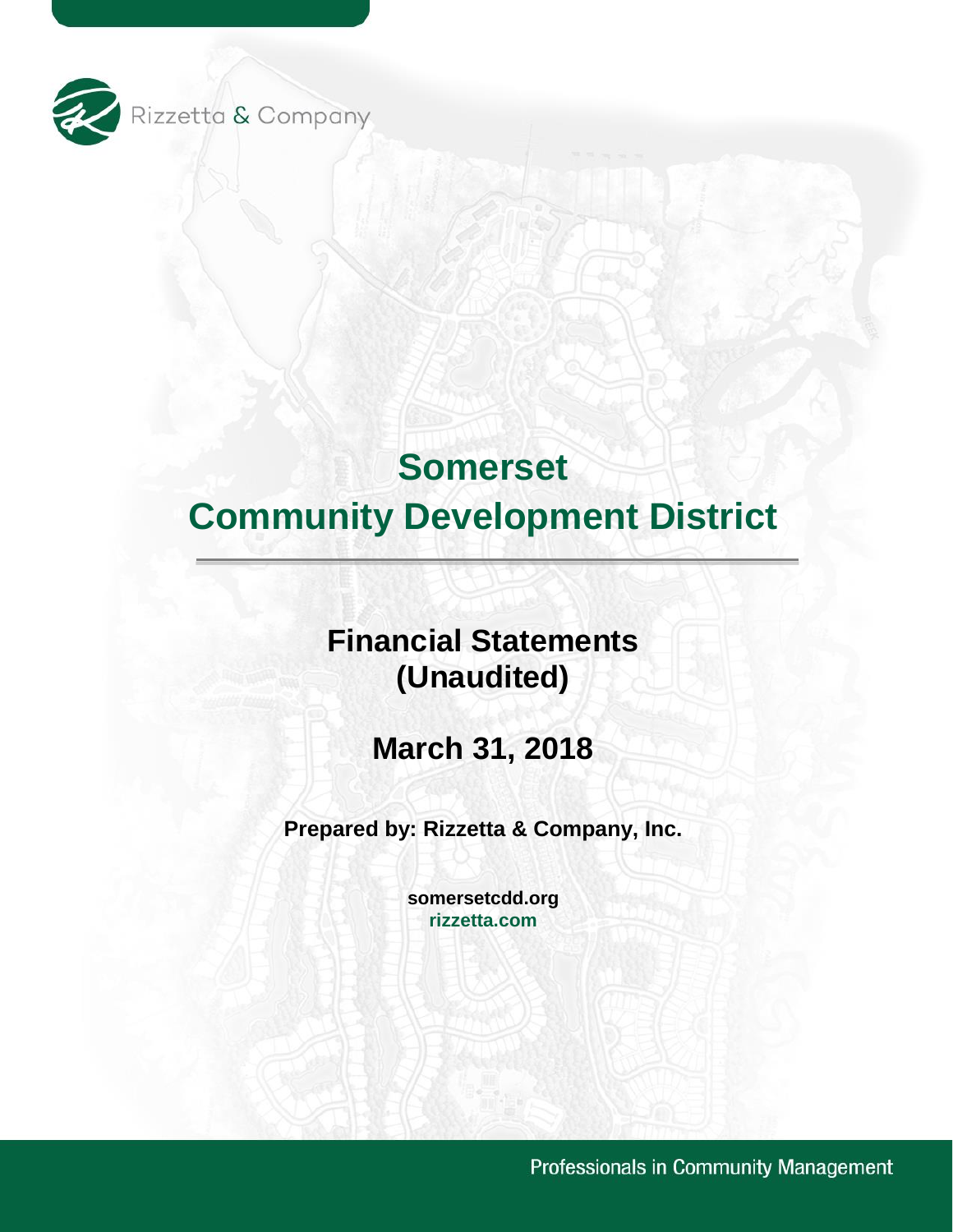Rizzetta & Company

# Somerset
# Community Development District

## Financial Statements
## (Unaudited)

## March 31, 2018

**Prepared by: Rizzetta & Company, Inc.**

**somersetcdd.org**
**rizzetta.com**

Professionals in Community Management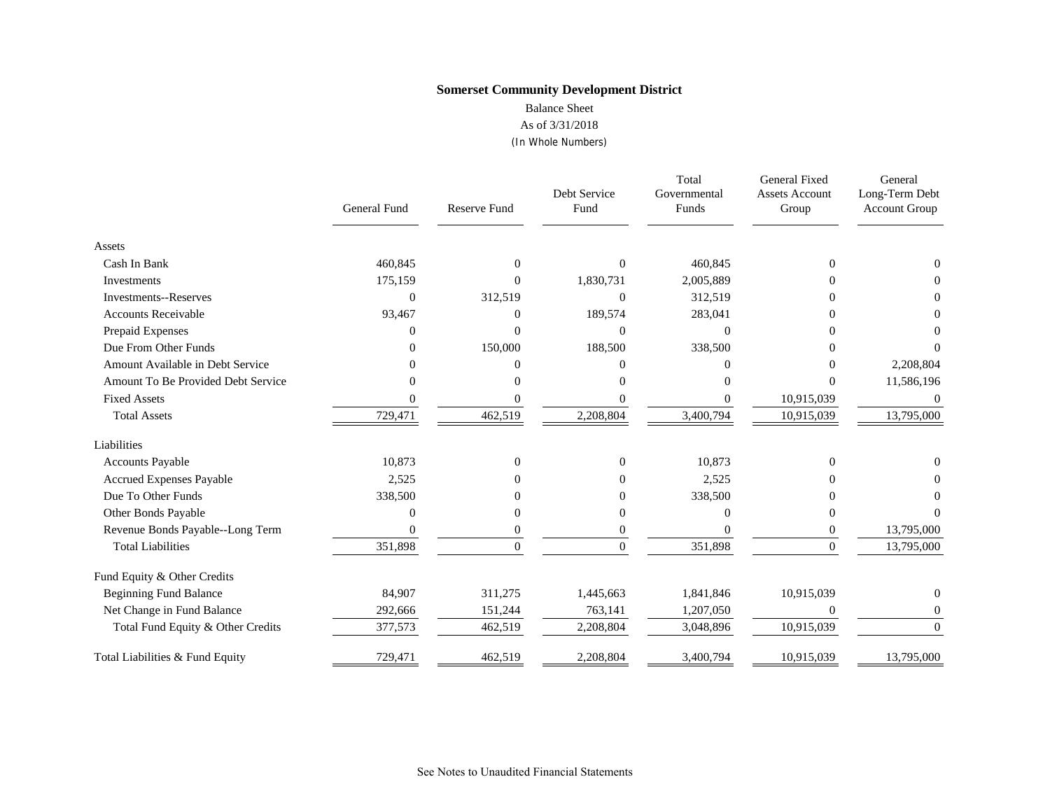**Somerset Community Development District**

Balance Sheet
As of 3/31/2018
(In Whole Numbers)

| | General Fund | Reserve Fund | Debt Service Fund | Total Governmental Funds | General Fixed Assets Account Group | General Long-Term Debt Account Group |
|---|---|---|---|---|---|---|
| Assets | | | | | | |
| Cash In Bank | 460,845 | 0 | 0 | 460,845 | 0 | 0 |
| Investments | 175,159 | 0 | 1,830,731 | 2,005,889 | 0 | 0 |
| Investments--Reserves | 0 | 312,519 | 0 | 312,519 | 0 | 0 |
| Accounts Receivable | 93,467 | 0 | 189,574 | 283,041 | 0 | 0 |
| Prepaid Expenses | 0 | 0 | 0 | 0 | 0 | 0 |
| Due From Other Funds | 0 | 150,000 | 188,500 | 338,500 | 0 | 0 |
| Amount Available in Debt Service | 0 | 0 | 0 | 0 | 0 | 2,208,804 |
| Amount To Be Provided Debt Service | 0 | 0 | 0 | 0 | 0 | 11,586,196 |
| Fixed Assets | 0 | 0 | 0 | 0 | 10,915,039 | 0 |
| Total Assets | 729,471 | 462,519 | 2,208,804 | 3,400,794 | 10,915,039 | 13,795,000 |
| Liabilities | | | | | | |
| Accounts Payable | 10,873 | 0 | 0 | 10,873 | 0 | 0 |
| Accrued Expenses Payable | 2,525 | 0 | 0 | 2,525 | 0 | 0 |
| Due To Other Funds | 338,500 | 0 | 0 | 338,500 | 0 | 0 |
| Other Bonds Payable | 0 | 0 | 0 | 0 | 0 | 0 |
| Revenue Bonds Payable--Long Term | 0 | 0 | 0 | 0 | 0 | 13,795,000 |
| Total Liabilities | 351,898 | 0 | 0 | 351,898 | 0 | 13,795,000 |
| Fund Equity & Other Credits | | | | | | |
| Beginning Fund Balance | 84,907 | 311,275 | 1,445,663 | 1,841,846 | 10,915,039 | 0 |
| Net Change in Fund Balance | 292,666 | 151,244 | 763,141 | 1,207,050 | 0 | 0 |
| Total Fund Equity & Other Credits | 377,573 | 462,519 | 2,208,804 | 3,048,896 | 10,915,039 | 0 |
| Total Liabilities & Fund Equity | 729,471 | 462,519 | 2,208,804 | 3,400,794 | 10,915,039 | 13,795,000 |

See Notes to Unaudited Financial Statements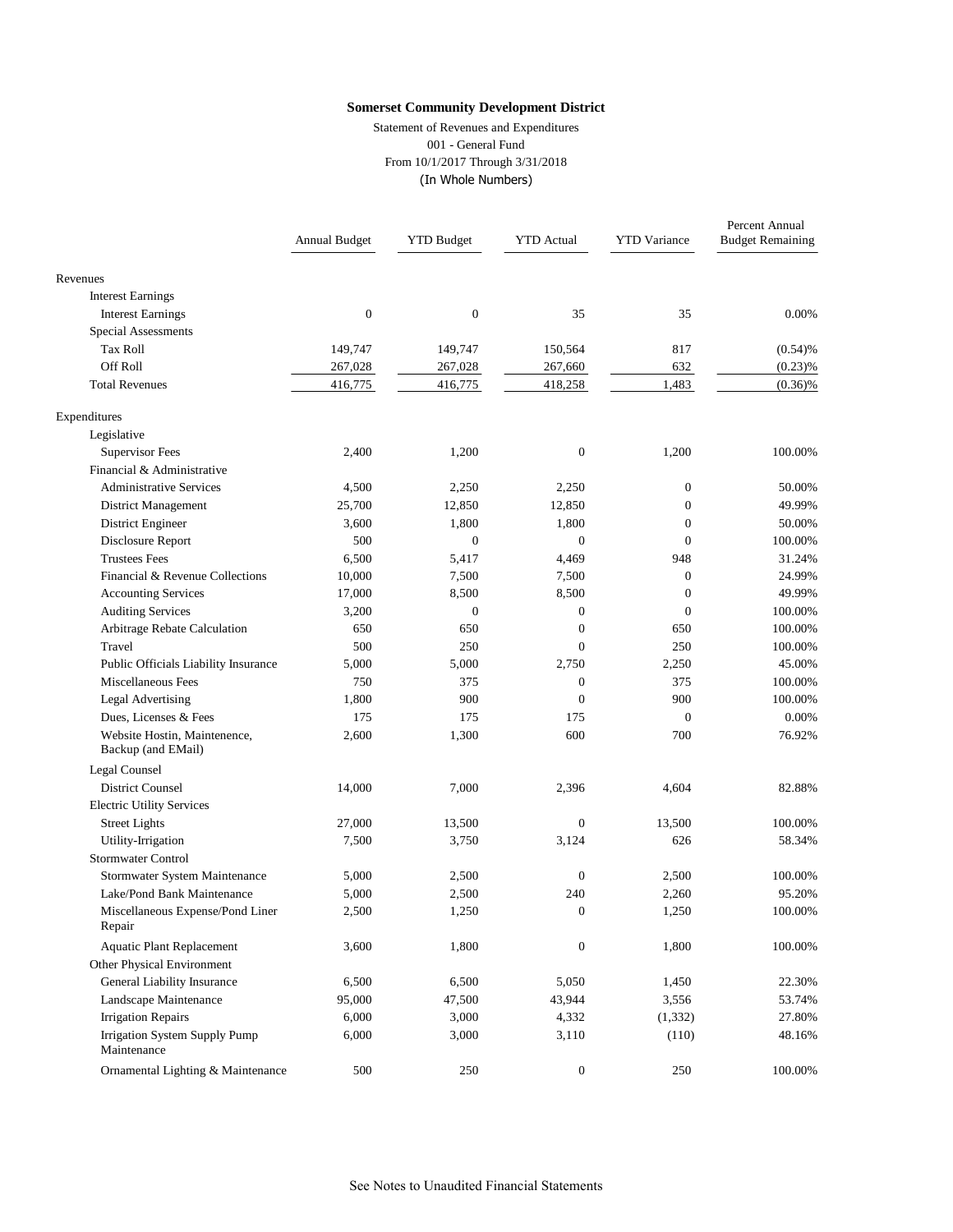**Somerset Community Development District**

Statement of Revenues and Expenditures
001 - General Fund
From 10/1/2017 Through 3/31/2018
(In Whole Numbers)

| | Annual Budget | YTD Budget | YTD Actual | YTD Variance | Percent Annual Budget Remaining |
|---|---|---|---|---|---|
| Revenues | | | | | |
| Interest Earnings | | | | | |
| Interest Earnings | 0 | 0 | 35 | 35 | 0.00% |
| Special Assessments | | | | | |
| Tax Roll | 149,747 | 149,747 | 150,564 | 817 | (0.54)% |
| Off Roll | 267,028 | 267,028 | 267,660 | 632 | (0.23)% |
| Total Revenues | 416,775 | 416,775 | 418,258 | 1,483 | (0.36)% |
| Expenditures | | | | | |
| Legislative | | | | | |
| Supervisor Fees | 2,400 | 1,200 | 0 | 1,200 | 100.00% |
| Financial & Administrative | | | | | |
| Administrative Services | 4,500 | 2,250 | 2,250 | 0 | 50.00% |
| District Management | 25,700 | 12,850 | 12,850 | 0 | 49.99% |
| District Engineer | 3,600 | 1,800 | 1,800 | 0 | 50.00% |
| Disclosure Report | 500 | 0 | 0 | 0 | 100.00% |
| Trustees Fees | 6,500 | 5,417 | 4,469 | 948 | 31.24% |
| Financial & Revenue Collections | 10,000 | 7,500 | 7,500 | 0 | 24.99% |
| Accounting Services | 17,000 | 8,500 | 8,500 | 0 | 49.99% |
| Auditing Services | 3,200 | 0 | 0 | 0 | 100.00% |
| Arbitrage Rebate Calculation | 650 | 650 | 0 | 650 | 100.00% |
| Travel | 500 | 250 | 0 | 250 | 100.00% |
| Public Officials Liability Insurance | 5,000 | 5,000 | 2,750 | 2,250 | 45.00% |
| Miscellaneous Fees | 750 | 375 | 0 | 375 | 100.00% |
| Legal Advertising | 1,800 | 900 | 0 | 900 | 100.00% |
| Dues, Licenses & Fees | 175 | 175 | 175 | 0 | 0.00% |
| Website Hostin, Maintenence, Backup (and EMail) | 2,600 | 1,300 | 600 | 700 | 76.92% |
| Legal Counsel | | | | | |
| District Counsel | 14,000 | 7,000 | 2,396 | 4,604 | 82.88% |
| Electric Utility Services | | | | | |
| Street Lights | 27,000 | 13,500 | 0 | 13,500 | 100.00% |
| Utility-Irrigation | 7,500 | 3,750 | 3,124 | 626 | 58.34% |
| Stormwater Control | | | | | |
| Stormwater System Maintenance | 5,000 | 2,500 | 0 | 2,500 | 100.00% |
| Lake/Pond Bank Maintenance | 5,000 | 2,500 | 240 | 2,260 | 95.20% |
| Miscellaneous Expense/Pond Liner Repair | 2,500 | 1,250 | 0 | 1,250 | 100.00% |
| Aquatic Plant Replacement | 3,600 | 1,800 | 0 | 1,800 | 100.00% |
| Other Physical Environment | | | | | |
| General Liability Insurance | 6,500 | 6,500 | 5,050 | 1,450 | 22.30% |
| Landscape Maintenance | 95,000 | 47,500 | 43,944 | 3,556 | 53.74% |
| Irrigation Repairs | 6,000 | 3,000 | 4,332 | (1,332) | 27.80% |
| Irrigation System Supply Pump Maintenance | 6,000 | 3,000 | 3,110 | (110) | 48.16% |
| Ornamental Lighting & Maintenance | 500 | 250 | 0 | 250 | 100.00% |

See Notes to Unaudited Financial Statements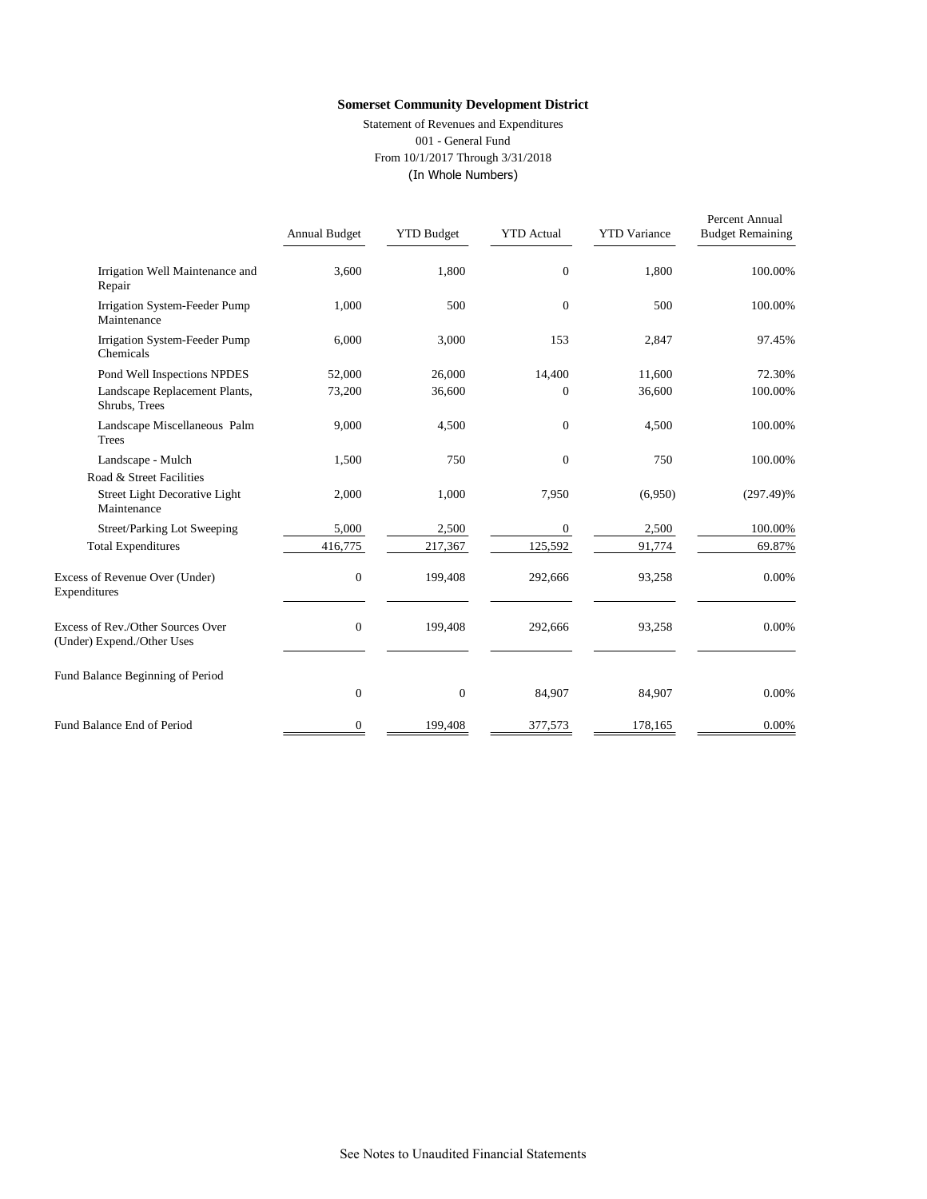**Somerset Community Development District**

Statement of Revenues and Expenditures

001 - General Fund

From 10/1/2017 Through 3/31/2018

(In Whole Numbers)

| | Annual Budget | YTD Budget | YTD Actual | YTD Variance | Percent Annual Budget Remaining |
|---|---|---|---|---|---|
| Irrigation Well Maintenance and Repair | 3,600 | 1,800 | 0 | 1,800 | 100.00% |
| Irrigation System-Feeder Pump Maintenance | 1,000 | 500 | 0 | 500 | 100.00% |
| Irrigation System-Feeder Pump Chemicals | 6,000 | 3,000 | 153 | 2,847 | 97.45% |
| Pond Well Inspections NPDES | 52,000 | 26,000 | 14,400 | 11,600 | 72.30% |
| Landscape Replacement Plants, Shrubs, Trees | 73,200 | 36,600 | 0 | 36,600 | 100.00% |
| Landscape Miscellaneous Palm Trees | 9,000 | 4,500 | 0 | 4,500 | 100.00% |
| Landscape - Mulch | 1,500 | 750 | 0 | 750 | 100.00% |
| Road & Street Facilities | | | | | |
| Street Light Decorative Light Maintenance | 2,000 | 1,000 | 7,950 | (6,950) | (297.49)% |
| Street/Parking Lot Sweeping | 5,000 | 2,500 | 0 | 2,500 | 100.00% |
| Total Expenditures | 416,775 | 217,367 | 125,592 | 91,774 | 69.87% |
| Excess of Revenue Over (Under) Expenditures | 0 | 199,408 | 292,666 | 93,258 | 0.00% |
| Excess of Rev./Other Sources Over (Under) Expend./Other Uses | 0 | 199,408 | 292,666 | 93,258 | 0.00% |
| Fund Balance Beginning of Period | 0 | 0 | 84,907 | 84,907 | 0.00% |
| Fund Balance End of Period | 0 | 199,408 | 377,573 | 178,165 | 0.00% |

See Notes to Unaudited Financial Statements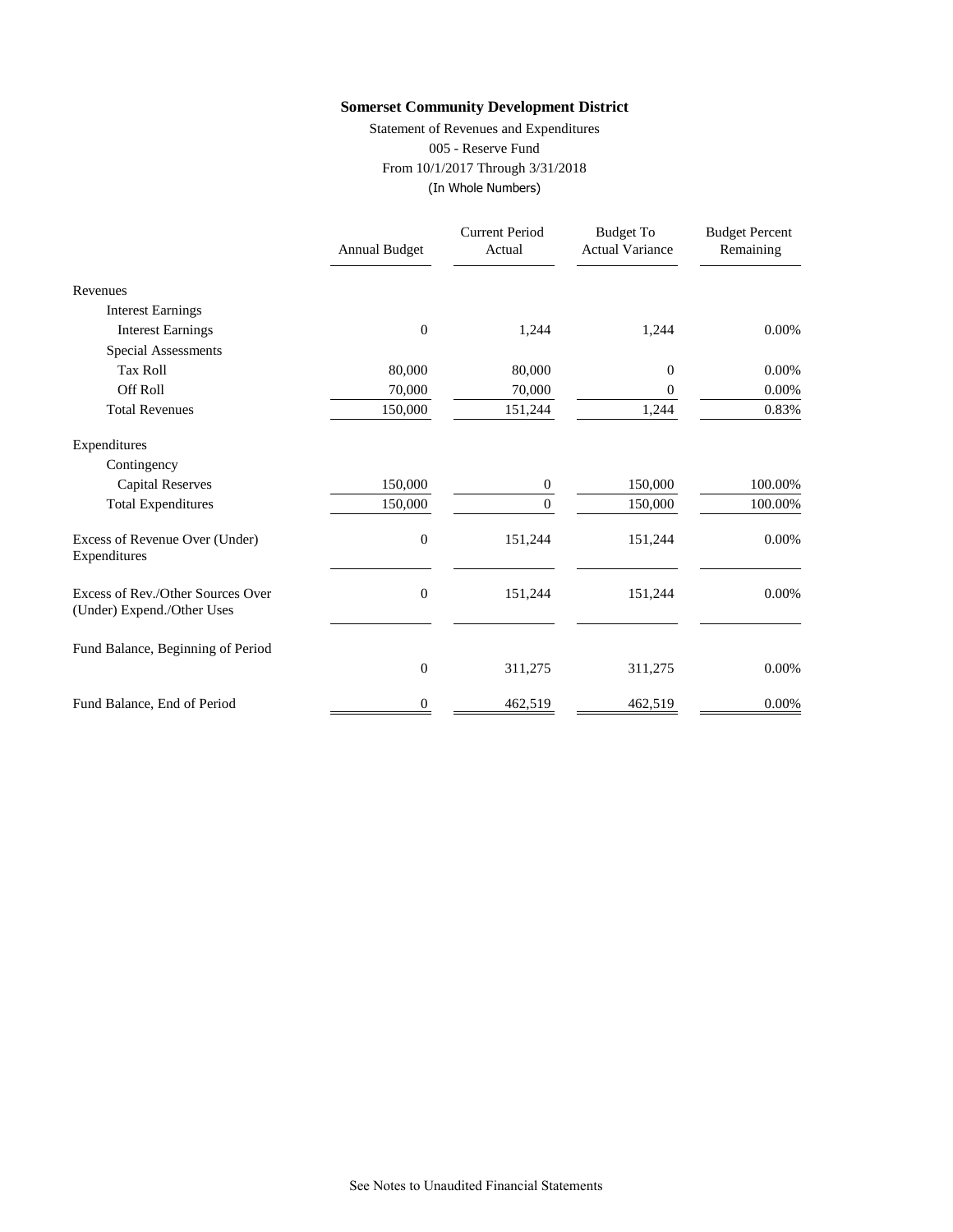**Somerset Community Development District**

Statement of Revenues and Expenditures

005 - Reserve Fund

From 10/1/2017 Through 3/31/2018

(In Whole Numbers)

| | Annual Budget | Current Period Actual | Budget To Actual Variance | Budget Percent Remaining |
|---|---|---|---|---|
| Revenues | | | | |
| Interest Earnings | | | | |
| Interest Earnings | 0 | 1,244 | 1,244 | 0.00% |
| Special Assessments | | | | |
| Tax Roll | 80,000 | 80,000 | 0 | 0.00% |
| Off Roll | 70,000 | 70,000 | 0 | 0.00% |
| Total Revenues | 150,000 | 151,244 | 1,244 | 0.83% |
| Expenditures | | | | |
| Contingency | | | | |
| Capital Reserves | 150,000 | 0 | 150,000 | 100.00% |
| Total Expenditures | 150,000 | 0 | 150,000 | 100.00% |
| Excess of Revenue Over (Under) Expenditures | 0 | 151,244 | 151,244 | 0.00% |
| Excess of Rev./Other Sources Over (Under) Expend./Other Uses | 0 | 151,244 | 151,244 | 0.00% |
| Fund Balance, Beginning of Period | 0 | 311,275 | 311,275 | 0.00% |
| Fund Balance, End of Period | 0 | 462,519 | 462,519 | 0.00% |

See Notes to Unaudited Financial Statements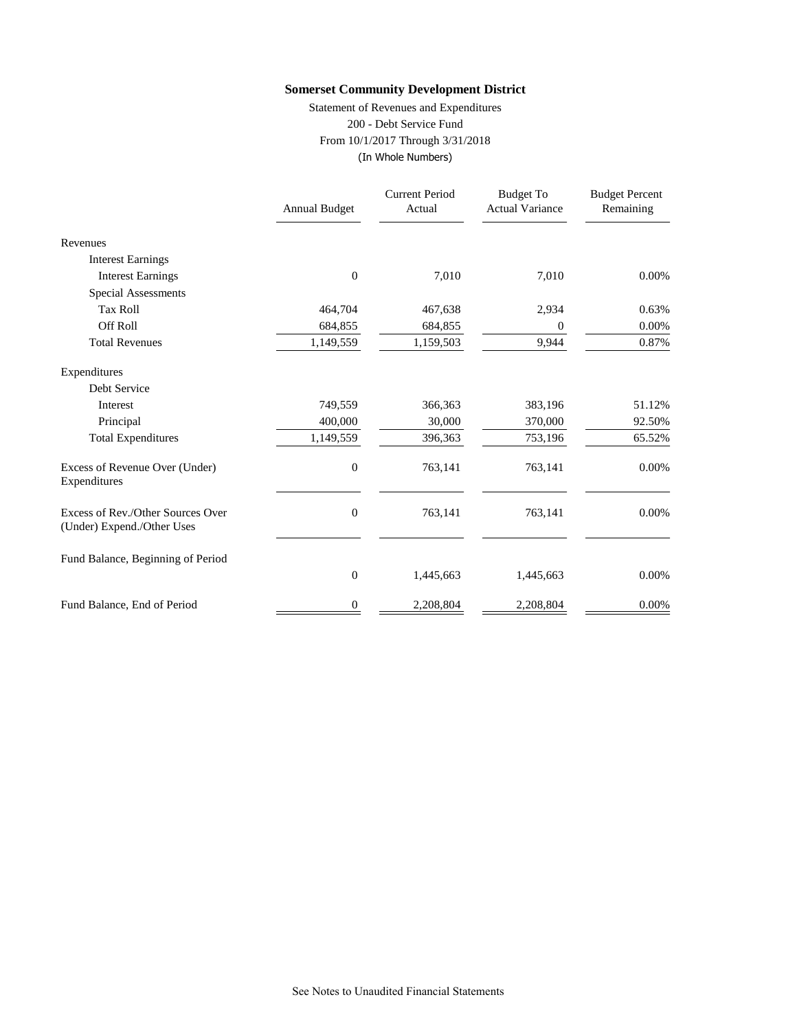**Somerset Community Development District**

Statement of Revenues and Expenditures
200 - Debt Service Fund
From 10/1/2017 Through 3/31/2018
(In Whole Numbers)

| | Annual Budget | Current Period Actual | Budget To Actual Variance | Budget Percent Remaining |
|---|---|---|---|---|
| Revenues | | | | |
| Interest Earnings | | | | |
| Interest Earnings | 0 | 7,010 | 7,010 | 0.00% |
| Special Assessments | | | | |
| Tax Roll | 464,704 | 467,638 | 2,934 | 0.63% |
| Off Roll | 684,855 | 684,855 | 0 | 0.00% |
| Total Revenues | 1,149,559 | 1,159,503 | 9,944 | 0.87% |
| Expenditures | | | | |
| Debt Service | | | | |
| Interest | 749,559 | 366,363 | 383,196 | 51.12% |
| Principal | 400,000 | 30,000 | 370,000 | 92.50% |
| Total Expenditures | 1,149,559 | 396,363 | 753,196 | 65.52% |
| Excess of Revenue Over (Under) Expenditures | 0 | 763,141 | 763,141 | 0.00% |
| Excess of Rev./Other Sources Over (Under) Expend./Other Uses | 0 | 763,141 | 763,141 | 0.00% |
| Fund Balance, Beginning of Period | 0 | 1,445,663 | 1,445,663 | 0.00% |
| Fund Balance, End of Period | 0 | 2,208,804 | 2,208,804 | 0.00% |

See Notes to Unaudited Financial Statements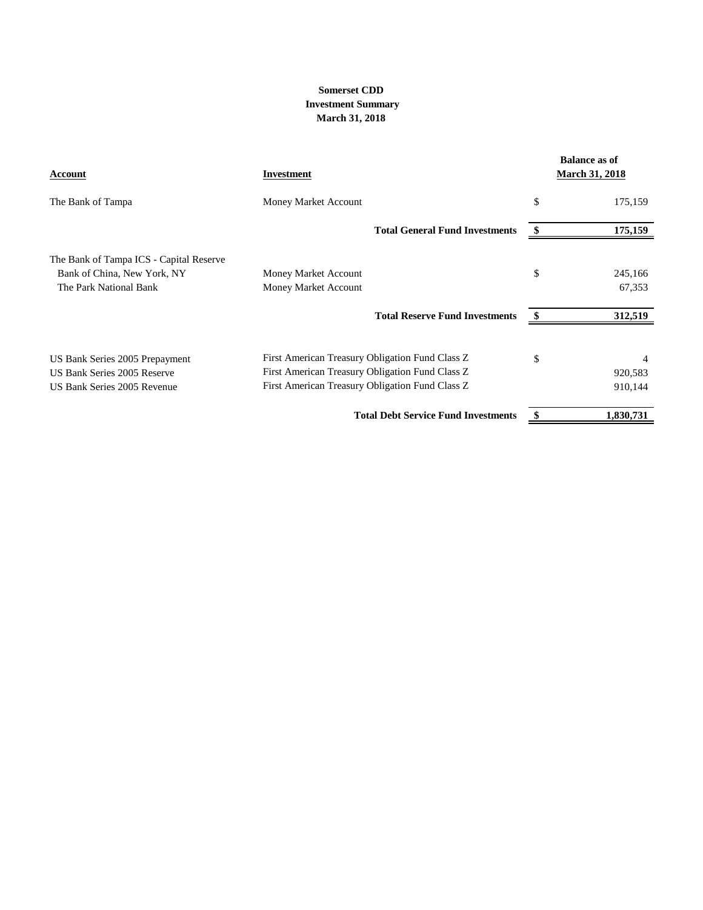**Somerset CDD**
**Investment Summary**
**March 31, 2018**

| Account | Investment | | Balance as of March 31, 2018 |
|---|---|---|---|
| The Bank of Tampa | Money Market Account | $ | 175,159 |
| | **Total General Fund Investments** | **$** | **175,159** |
| The Bank of Tampa ICS - Capital Reserve | | | |
| Bank of China, New York, NY | Money Market Account | $ | 245,166 |
| The Park National Bank | Money Market Account | | 67,353 |
| | **Total Reserve Fund Investments** | **$** | **312,519** |
| US Bank Series 2005 Prepayment | First American Treasury Obligation Fund Class Z | $ | 4 |
| US Bank Series 2005 Reserve | First American Treasury Obligation Fund Class Z | | 920,583 |
| US Bank Series 2005 Revenue | First American Treasury Obligation Fund Class Z | | 910,144 |
| | **Total Debt Service Fund Investments** | **$** | **1,830,731** |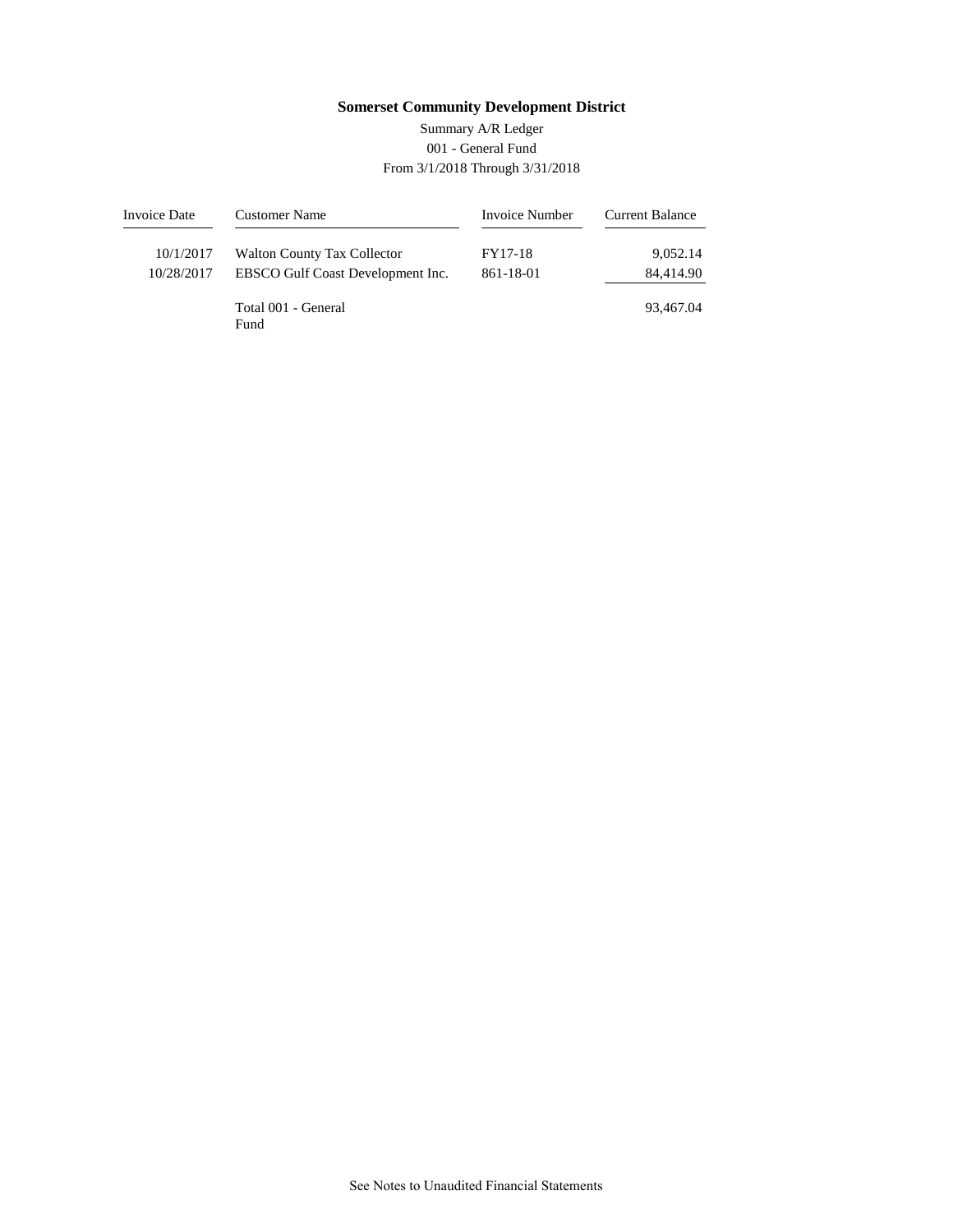**Somerset Community Development District**

Summary A/R Ledger

001 - General Fund

From 3/1/2018 Through 3/31/2018

| Invoice Date | Customer Name | Invoice Number | Current Balance |
|---|---|---|---|
| 10/1/2017 | Walton County Tax Collector | FY17-18 | 9,052.14 |
| 10/28/2017 | EBSCO Gulf Coast Development Inc. | 861-18-01 | 84,414.90 |
| | Total 001 - General Fund | | 93,467.04 |

See Notes to Unaudited Financial Statements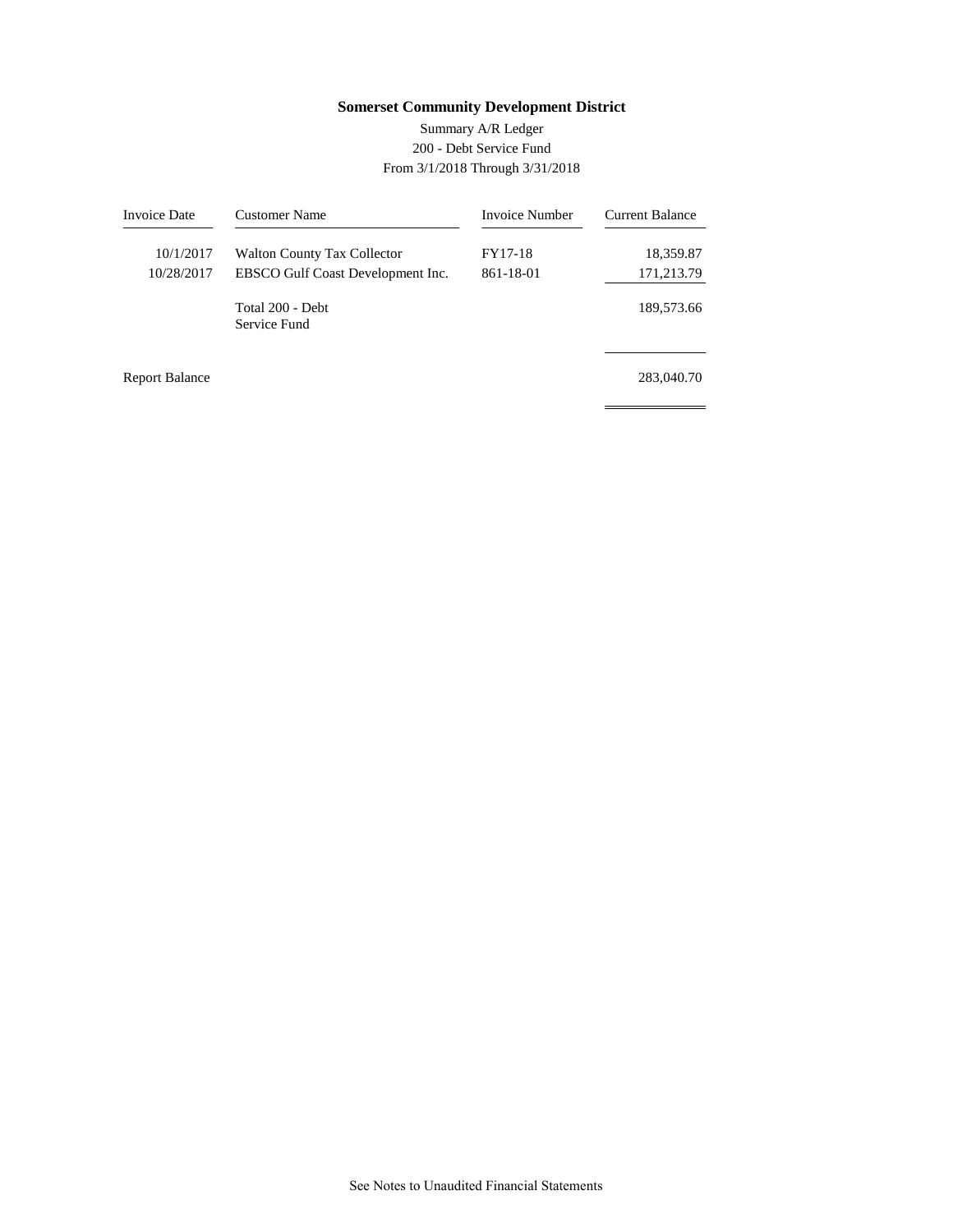**Somerset Community Development District**

Summary A/R Ledger
200 - Debt Service Fund
From 3/1/2018 Through 3/31/2018

| Invoice Date | Customer Name | Invoice Number | Current Balance |
|---|---|---|---|
| 10/1/2017 | Walton County Tax Collector | FY17-18 | 18,359.87 |
| 10/28/2017 | EBSCO Gulf Coast Development Inc. | 861-18-01 | 171,213.79 |
| | Total 200 - Debt Service Fund | | 189,573.66 |
| Report Balance | | | 283,040.70 |

See Notes to Unaudited Financial Statements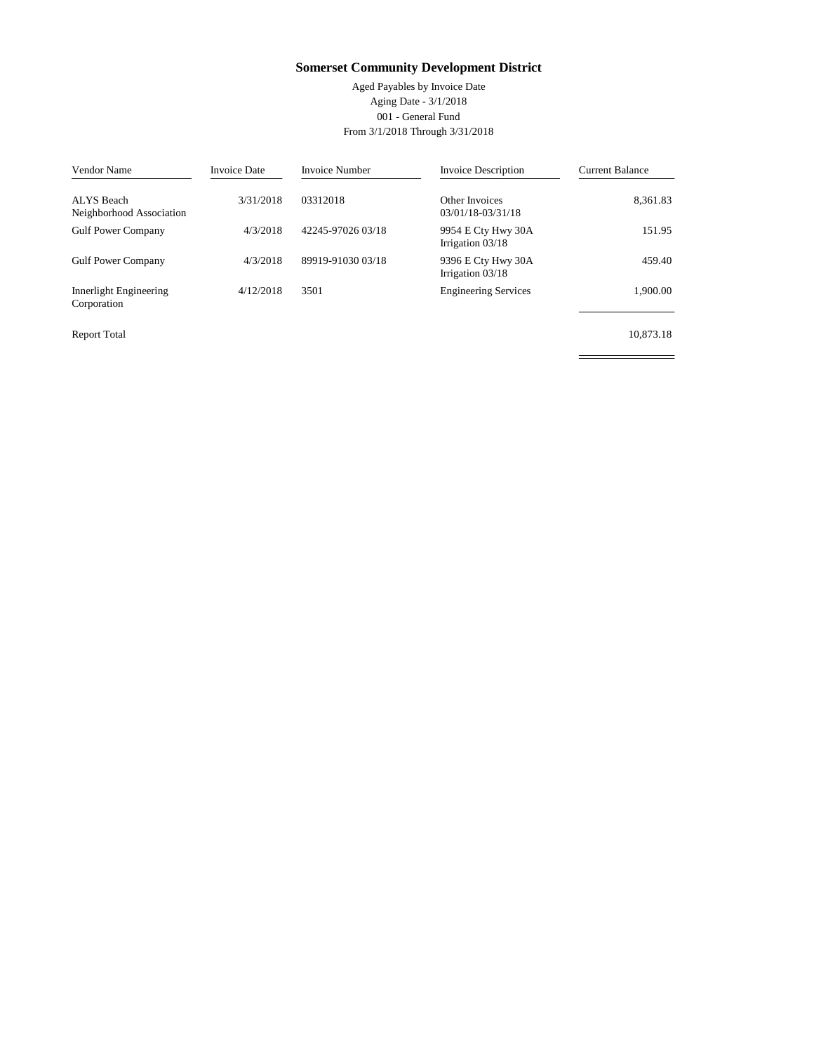# Somerset Community Development District

Aged Payables by Invoice Date
Aging Date - 3/1/2018
001 - General Fund
From 3/1/2018 Through 3/31/2018

| Vendor Name | Invoice Date | Invoice Number | Invoice Description | Current Balance |
|---|---|---|---|---|
| ALYS Beach Neighborhood Association | 3/31/2018 | 03312018 | Other Invoices 03/01/18-03/31/18 | 8,361.83 |
| Gulf Power Company | 4/3/2018 | 42245-97026 03/18 | 9954 E Cty Hwy 30A Irrigation 03/18 | 151.95 |
| Gulf Power Company | 4/3/2018 | 89919-91030 03/18 | 9396 E Cty Hwy 30A Irrigation 03/18 | 459.40 |
| Innerlight Engineering Corporation | 4/12/2018 | 3501 | Engineering Services | 1,900.00 |
| Report Total | | | | 10,873.18 |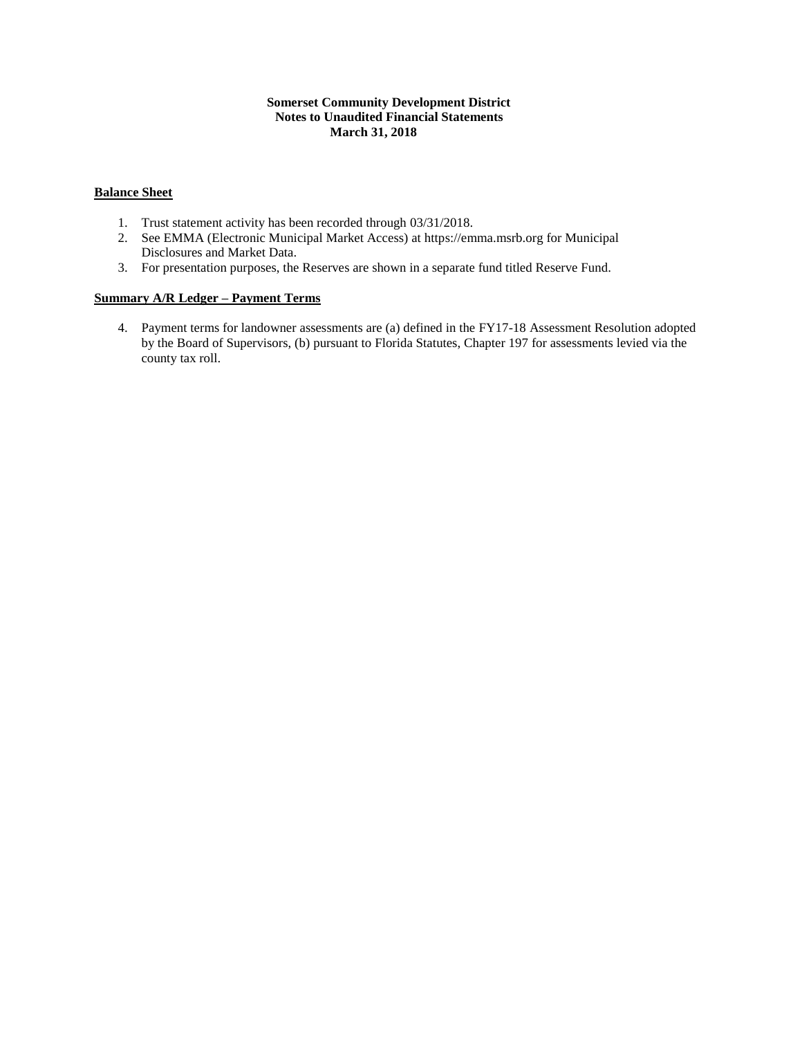**Somerset Community Development District**
**Notes to Unaudited Financial Statements**
**March 31, 2018**

**Balance Sheet**

1. Trust statement activity has been recorded through 03/31/2018.
2. See EMMA (Electronic Municipal Market Access) at https://emma.msrb.org for Municipal Disclosures and Market Data.
3. For presentation purposes, the Reserves are shown in a separate fund titled Reserve Fund.

**Summary A/R Ledger – Payment Terms**

4. Payment terms for landowner assessments are (a) defined in the FY17-18 Assessment Resolution adopted by the Board of Supervisors, (b) pursuant to Florida Statutes, Chapter 197 for assessments levied via the county tax roll.